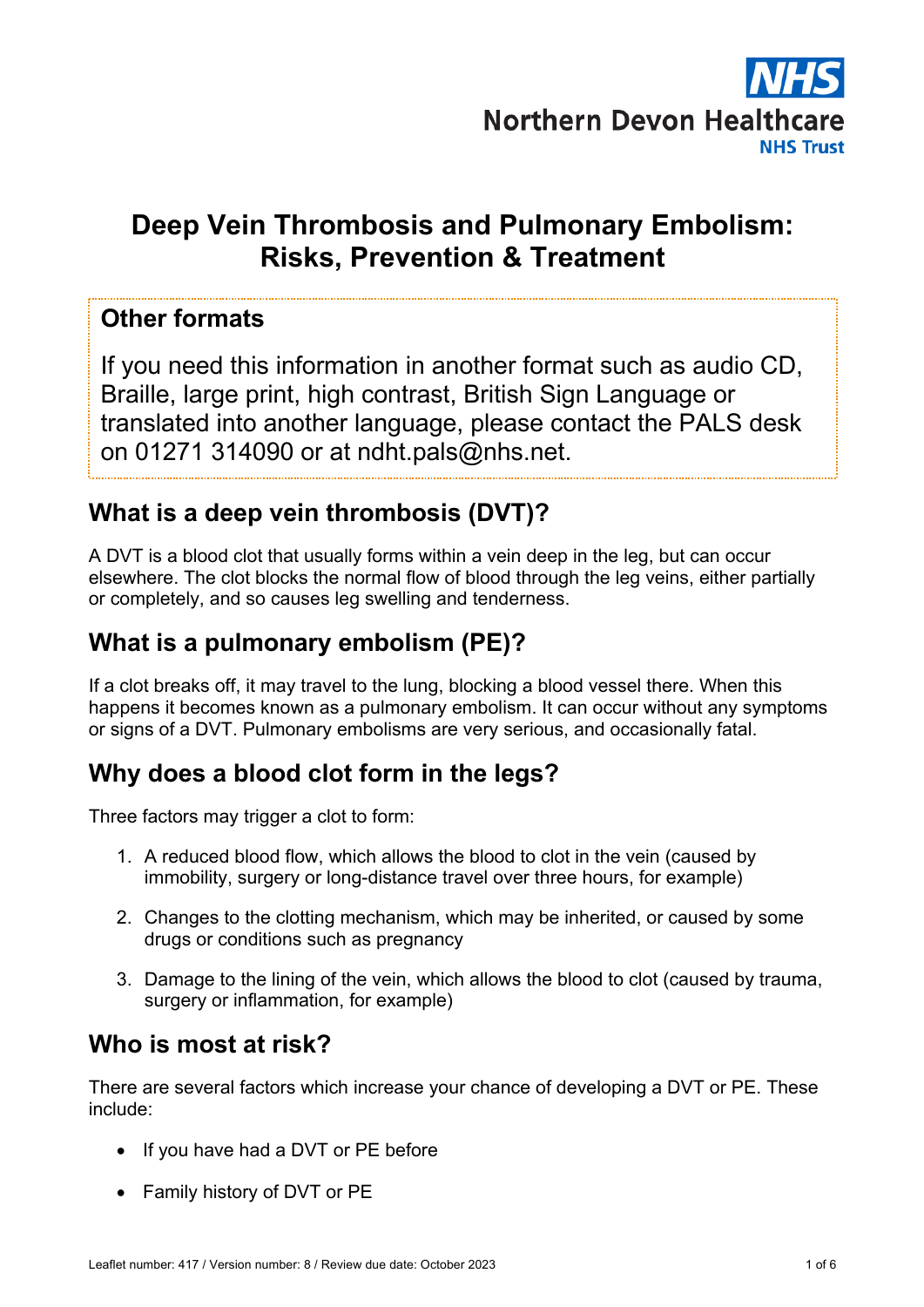# Deep Vein Thrombosis and Pulmonary Embolism: Risks, Prevention & Treatment

## Other formats

If you need this information in another format such as audio CD, Braille, large print, high contrast, British Sign Language or translated into another language, please contact the PALS desk on 01271 314090 or at ndht.pals@nhs.net.

## What is a deep vein thrombosis (DVT)?

A DVT is a blood clot that usually forms within a vein deep in the leg, but can occur elsewhere. The clot blocks the normal flow of blood through the leg veins, either partially or completely, and so causes leg swelling and tenderness.

## What is a pulmonary embolism (PE)?

If a clot breaks off, it may travel to the lung, blocking a blood vessel there. When this happens it becomes known as a pulmonary embolism. It can occur without any symptoms or signs of a DVT. Pulmonary embolisms are very serious, and occasionally fatal.

## Why does a blood clot form in the legs?

Three factors may trigger a clot to form:

1. A reduced blood flow, which allows the blood to clot in the vein (caused by immobility, surgery or long-distance travel over three hours, for example)
2. Changes to the clotting mechanism, which may be inherited, or caused by some drugs or conditions such as pregnancy
3. Damage to the lining of the vein, which allows the blood to clot (caused by trauma, surgery or inflammation, for example)

## Who is most at risk?

There are several factors which increase your chance of developing a DVT or PE. These include:

- If you have had a DVT or PE before
- Family history of DVT or PE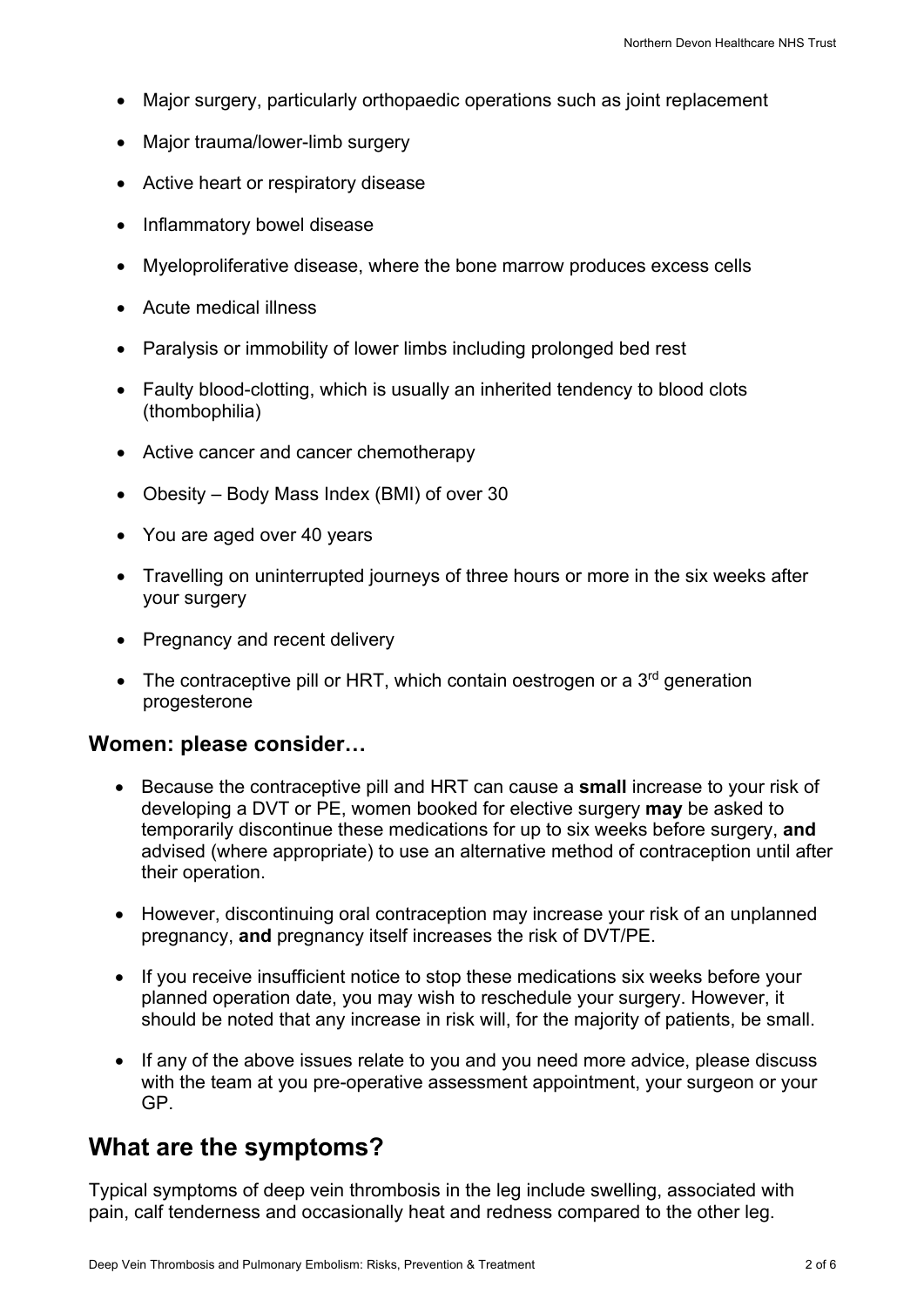- Major surgery, particularly orthopaedic operations such as joint replacement
- Major trauma/lower-limb surgery
- Active heart or respiratory disease
- Inflammatory bowel disease
- Myeloproliferative disease, where the bone marrow produces excess cells
- Acute medical illness
- Paralysis or immobility of lower limbs including prolonged bed rest
- Faulty blood-clotting, which is usually an inherited tendency to blood clots (thombophilia)
- Active cancer and cancer chemotherapy
- Obesity – Body Mass Index (BMI) of over 30
- You are aged over 40 years
- Travelling on uninterrupted journeys of three hours or more in the six weeks after your surgery
- Pregnancy and recent delivery
- The contraceptive pill or HRT, which contain oestrogen or a 3rd generation progesterone

### Women: please consider…

- Because the contraceptive pill and HRT can cause a **small** increase to your risk of developing a DVT or PE, women booked for elective surgery **may** be asked to temporarily discontinue these medications for up to six weeks before surgery, **and** advised (where appropriate) to use an alternative method of contraception until after their operation.
- However, discontinuing oral contraception may increase your risk of an unplanned pregnancy, **and** pregnancy itself increases the risk of DVT/PE.
- If you receive insufficient notice to stop these medications six weeks before your planned operation date, you may wish to reschedule your surgery. However, it should be noted that any increase in risk will, for the majority of patients, be small.
- If any of the above issues relate to you and you need more advice, please discuss with the team at you pre-operative assessment appointment, your surgeon or your GP.

## What are the symptoms?

Typical symptoms of deep vein thrombosis in the leg include swelling, associated with pain, calf tenderness and occasionally heat and redness compared to the other leg.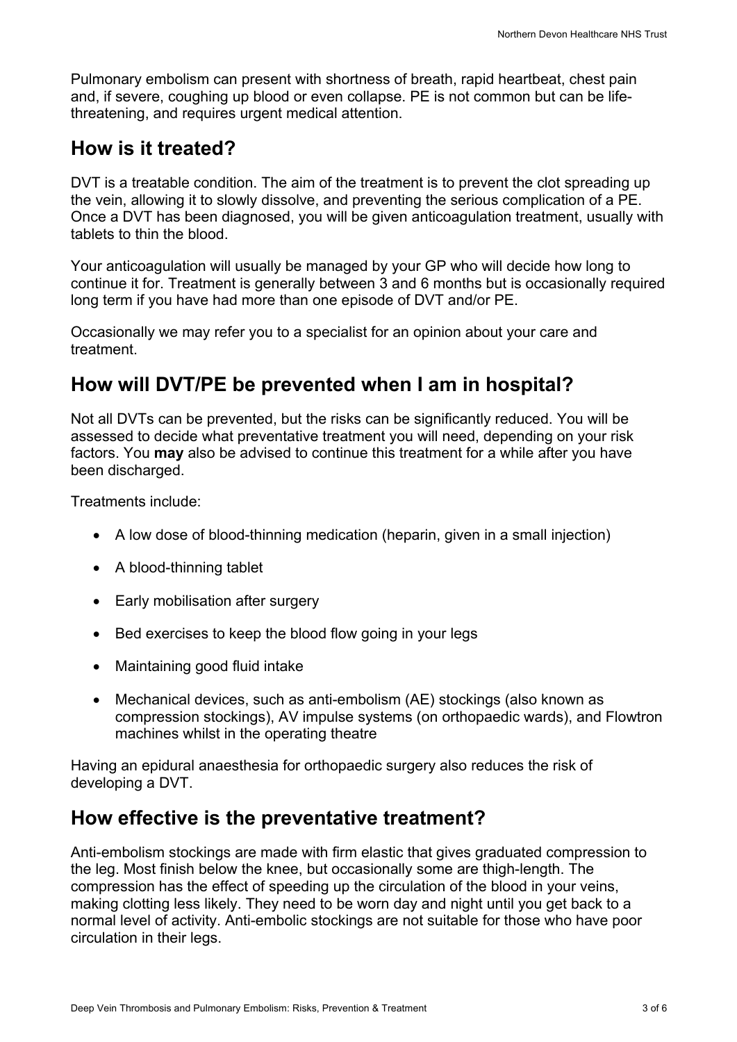Pulmonary embolism can present with shortness of breath, rapid heartbeat, chest pain and, if severe, coughing up blood or even collapse. PE is not common but can be life-threatening, and requires urgent medical attention.

## How is it treated?

DVT is a treatable condition. The aim of the treatment is to prevent the clot spreading up the vein, allowing it to slowly dissolve, and preventing the serious complication of a PE. Once a DVT has been diagnosed, you will be given anticoagulation treatment, usually with tablets to thin the blood.

Your anticoagulation will usually be managed by your GP who will decide how long to continue it for. Treatment is generally between 3 and 6 months but is occasionally required long term if you have had more than one episode of DVT and/or PE.

Occasionally we may refer you to a specialist for an opinion about your care and treatment.

## How will DVT/PE be prevented when I am in hospital?

Not all DVTs can be prevented, but the risks can be significantly reduced. You will be assessed to decide what preventative treatment you will need, depending on your risk factors. You **may** also be advised to continue this treatment for a while after you have been discharged.

Treatments include:

- A low dose of blood-thinning medication (heparin, given in a small injection)
- A blood-thinning tablet
- Early mobilisation after surgery
- Bed exercises to keep the blood flow going in your legs
- Maintaining good fluid intake
- Mechanical devices, such as anti-embolism (AE) stockings (also known as compression stockings), AV impulse systems (on orthopaedic wards), and Flowtron machines whilst in the operating theatre

Having an epidural anaesthesia for orthopaedic surgery also reduces the risk of developing a DVT.

## How effective is the preventative treatment?

Anti-embolism stockings are made with firm elastic that gives graduated compression to the leg. Most finish below the knee, but occasionally some are thigh-length. The compression has the effect of speeding up the circulation of the blood in your veins, making clotting less likely. They need to be worn day and night until you get back to a normal level of activity. Anti-embolic stockings are not suitable for those who have poor circulation in their legs.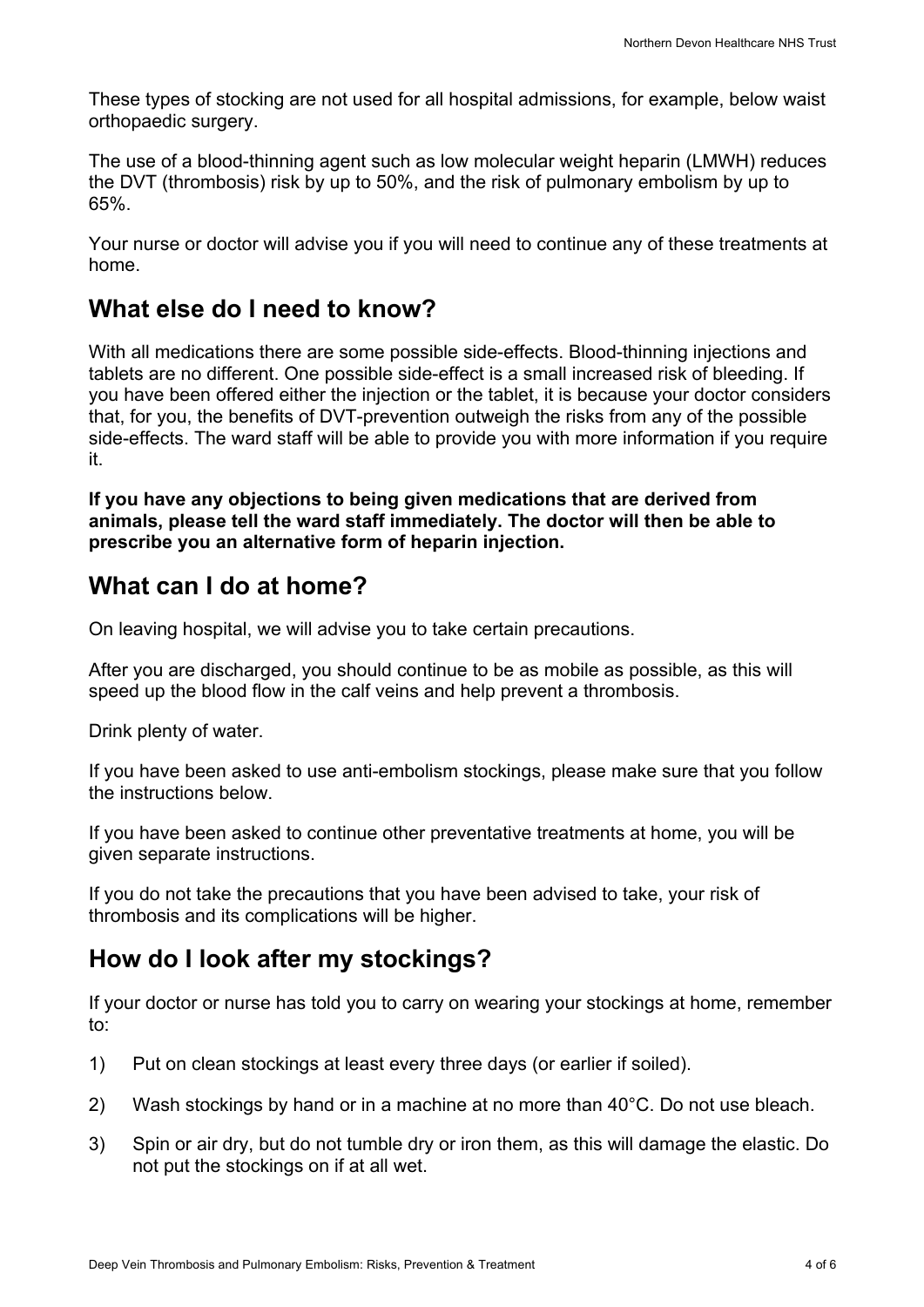These types of stocking are not used for all hospital admissions, for example, below waist orthopaedic surgery.

The use of a blood-thinning agent such as low molecular weight heparin (LMWH) reduces the DVT (thrombosis) risk by up to 50%, and the risk of pulmonary embolism by up to 65%.

Your nurse or doctor will advise you if you will need to continue any of these treatments at home.

## What else do I need to know?

With all medications there are some possible side-effects. Blood-thinning injections and tablets are no different. One possible side-effect is a small increased risk of bleeding. If you have been offered either the injection or the tablet, it is because your doctor considers that, for you, the benefits of DVT-prevention outweigh the risks from any of the possible side-effects. The ward staff will be able to provide you with more information if you require it.

**If you have any objections to being given medications that are derived from animals, please tell the ward staff immediately. The doctor will then be able to prescribe you an alternative form of heparin injection.**

## What can I do at home?

On leaving hospital, we will advise you to take certain precautions.

After you are discharged, you should continue to be as mobile as possible, as this will speed up the blood flow in the calf veins and help prevent a thrombosis.

Drink plenty of water.

If you have been asked to use anti-embolism stockings, please make sure that you follow the instructions below.

If you have been asked to continue other preventative treatments at home, you will be given separate instructions.

If you do not take the precautions that you have been advised to take, your risk of thrombosis and its complications will be higher.

## How do I look after my stockings?

If your doctor or nurse has told you to carry on wearing your stockings at home, remember to:

1) Put on clean stockings at least every three days (or earlier if soiled).
2) Wash stockings by hand or in a machine at no more than 40°C. Do not use bleach.
3) Spin or air dry, but do not tumble dry or iron them, as this will damage the elastic. Do not put the stockings on if at all wet.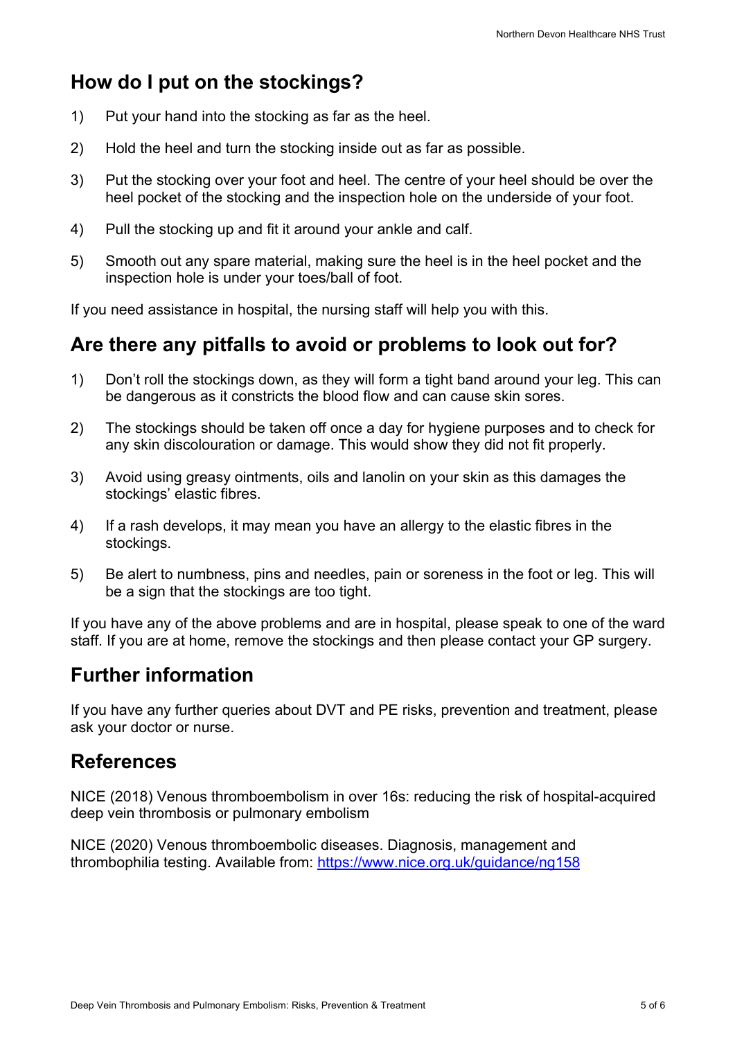## How do I put on the stockings?

1) Put your hand into the stocking as far as the heel.
2) Hold the heel and turn the stocking inside out as far as possible.
3) Put the stocking over your foot and heel. The centre of your heel should be over the heel pocket of the stocking and the inspection hole on the underside of your foot.
4) Pull the stocking up and fit it around your ankle and calf.
5) Smooth out any spare material, making sure the heel is in the heel pocket and the inspection hole is under your toes/ball of foot.

If you need assistance in hospital, the nursing staff will help you with this.

## Are there any pitfalls to avoid or problems to look out for?

1) Don't roll the stockings down, as they will form a tight band around your leg. This can be dangerous as it constricts the blood flow and can cause skin sores.
2) The stockings should be taken off once a day for hygiene purposes and to check for any skin discolouration or damage. This would show they did not fit properly.
3) Avoid using greasy ointments, oils and lanolin on your skin as this damages the stockings' elastic fibres.
4) If a rash develops, it may mean you have an allergy to the elastic fibres in the stockings.
5) Be alert to numbness, pins and needles, pain or soreness in the foot or leg. This will be a sign that the stockings are too tight.

If you have any of the above problems and are in hospital, please speak to one of the ward staff. If you are at home, remove the stockings and then please contact your GP surgery.

## Further information

If you have any further queries about DVT and PE risks, prevention and treatment, please ask your doctor or nurse.

## References

NICE (2018) Venous thromboembolism in over 16s: reducing the risk of hospital-acquired deep vein thrombosis or pulmonary embolism

NICE (2020) Venous thromboembolic diseases. Diagnosis, management and thrombophilia testing. Available from: [https://www.nice.org.uk/guidance/ng158](https://www.nice.org.uk/guidance/ng158)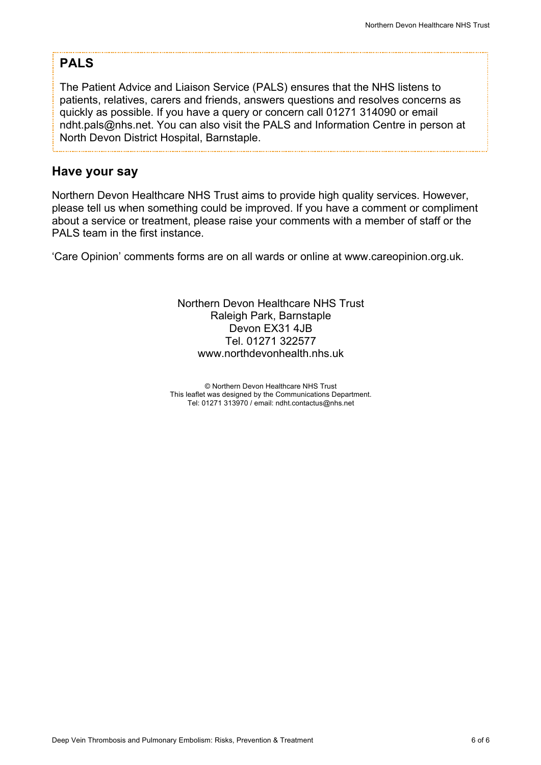## PALS

The Patient Advice and Liaison Service (PALS) ensures that the NHS listens to patients, relatives, carers and friends, answers questions and resolves concerns as quickly as possible. If you have a query or concern call 01271 314090 or email ndht.pals@nhs.net. You can also visit the PALS and Information Centre in person at North Devon District Hospital, Barnstaple.

## Have your say

Northern Devon Healthcare NHS Trust aims to provide high quality services. However, please tell us when something could be improved. If you have a comment or compliment about a service or treatment, please raise your comments with a member of staff or the PALS team in the first instance.

'Care Opinion' comments forms are on all wards or online at www.careopinion.org.uk.

Northern Devon Healthcare NHS Trust
Raleigh Park, Barnstaple
Devon EX31 4JB
Tel. 01271 322577
www.northdevonhealth.nhs.uk

© Northern Devon Healthcare NHS Trust
This leaflet was designed by the Communications Department.
Tel: 01271 313970 / email: ndht.contactus@nhs.net